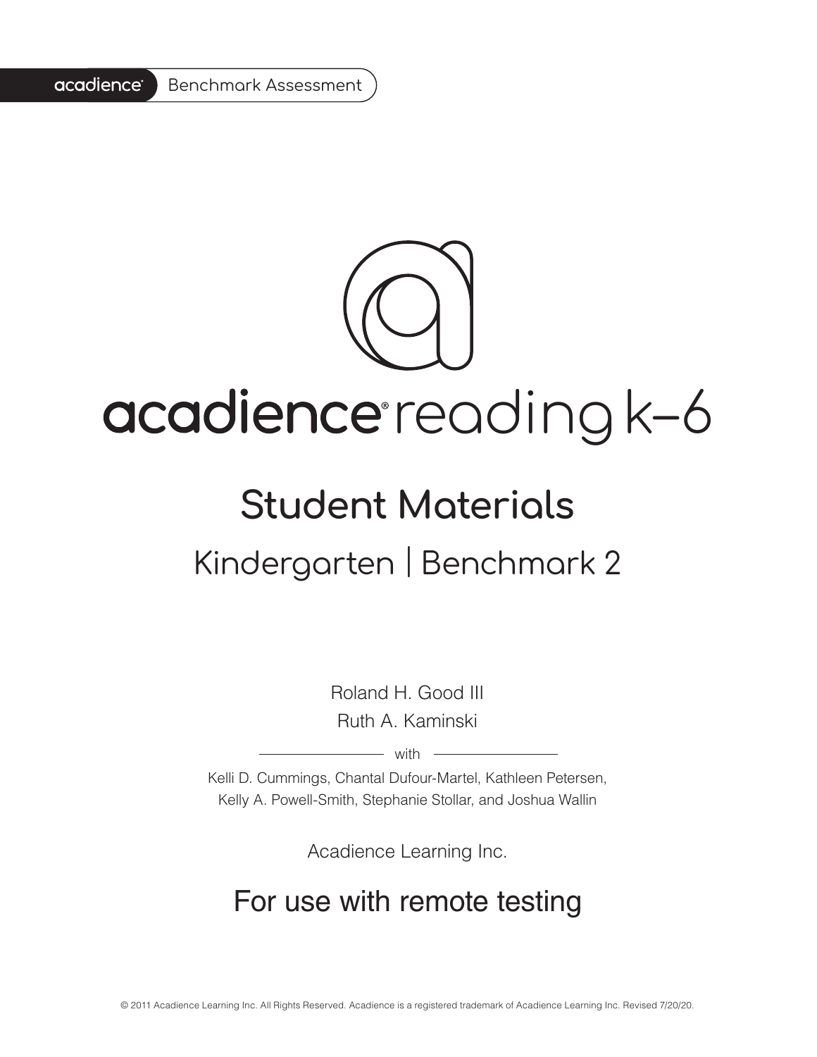acadience® Benchmark Assessment

# acadience® reading k–6

## Student Materials

### Kindergarten | Benchmark 2

Roland H. Good III
Ruth A. Kaminski

with

Kelli D. Cummings, Chantal Dufour-Martel, Kathleen Petersen, Kelly A. Powell-Smith, Stephanie Stollar, and Joshua Wallin

Acadience Learning Inc.

## For use with remote testing

© 2011 Acadience Learning Inc. All Rights Reserved. Acadience is a registered trademark of Acadience Learning Inc. Revised 7/20/20.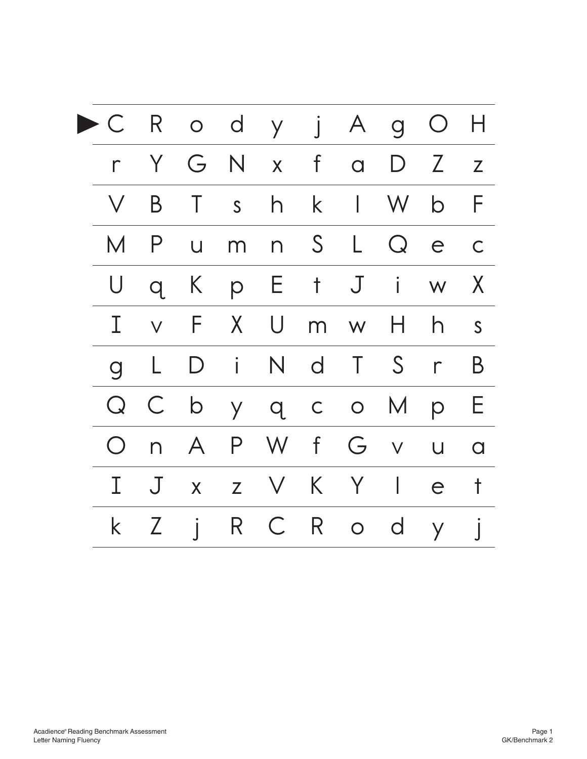| | | | | | | | | | |
|---|---|---|---|---|---|---|---|---|---|
| ► C | R | o | d | y | j | A | g | O | H |
| r | Y | G | N | x | f | a | D | Z | z |
| V | B | T | s | h | k | l | W | b | F |
| M | P | u | m | n | S | L | Q | e | c |
| U | q | K | p | E | t | J | i | w | X |
| I | v | F | X | U | m | w | H | h | s |
| g | L | D | i | N | d | T | S | r | B |
| Q | C | b | y | q | c | o | M | p | E |
| O | n | A | P | W | f | G | v | u | a |
| I | J | x | z | V | K | Y | l | e | t |
| k | Z | j | R | C | R | o | d | y | j |

Acadience® Reading Benchmark Assessment
Letter Naming Fluency

GK/Benchmark 2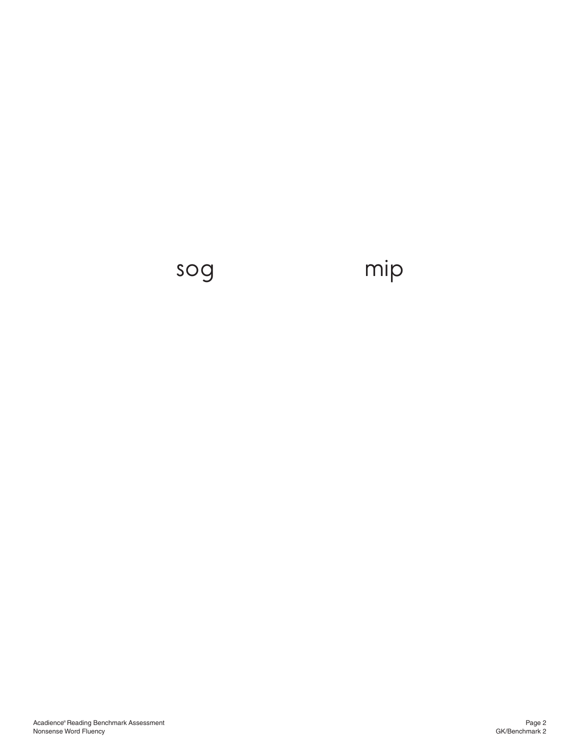sog mip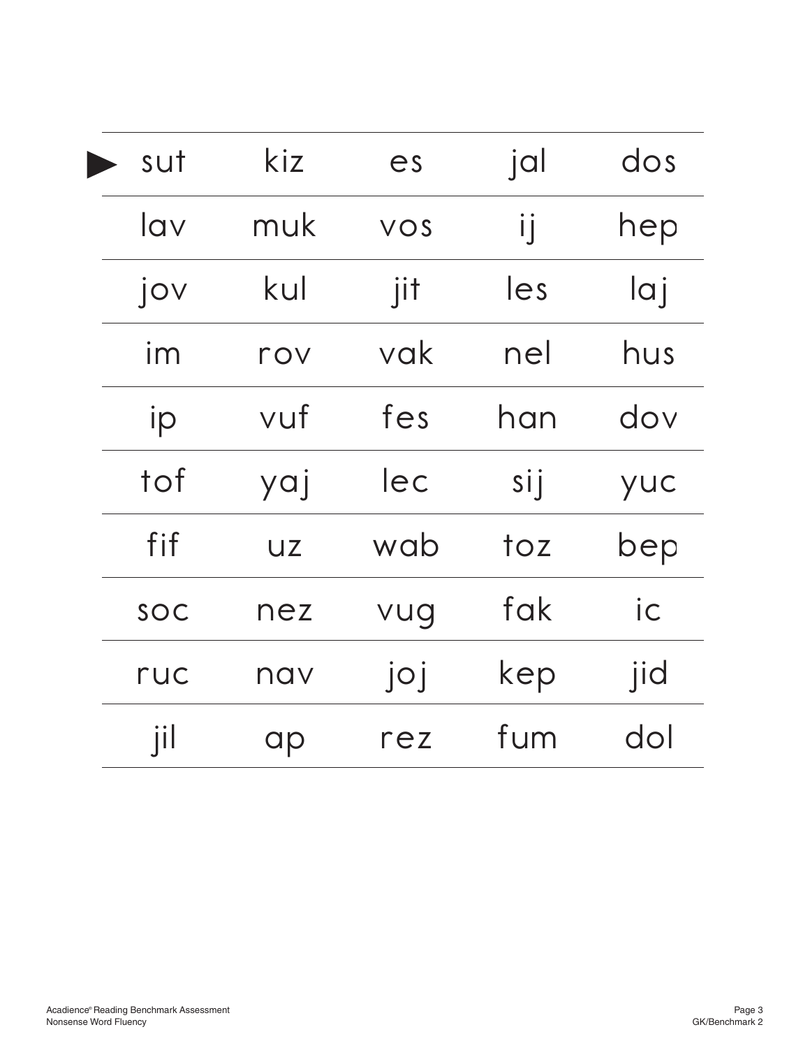| | | | | |
|---|---|---|---|---|
| ► sut | kiz | es | jal | dos |
| lav | muk | vos | ij | hep |
| jov | kul | jit | les | laj |
| im | rov | vak | nel | hus |
| ip | vuf | fes | han | dov |
| tof | yaj | lec | sij | yuc |
| fif | uz | wab | toz | bep |
| soc | nez | vug | fak | ic |
| ruc | nav | joj | kep | jid |
| jil | ap | rez | fum | dol |